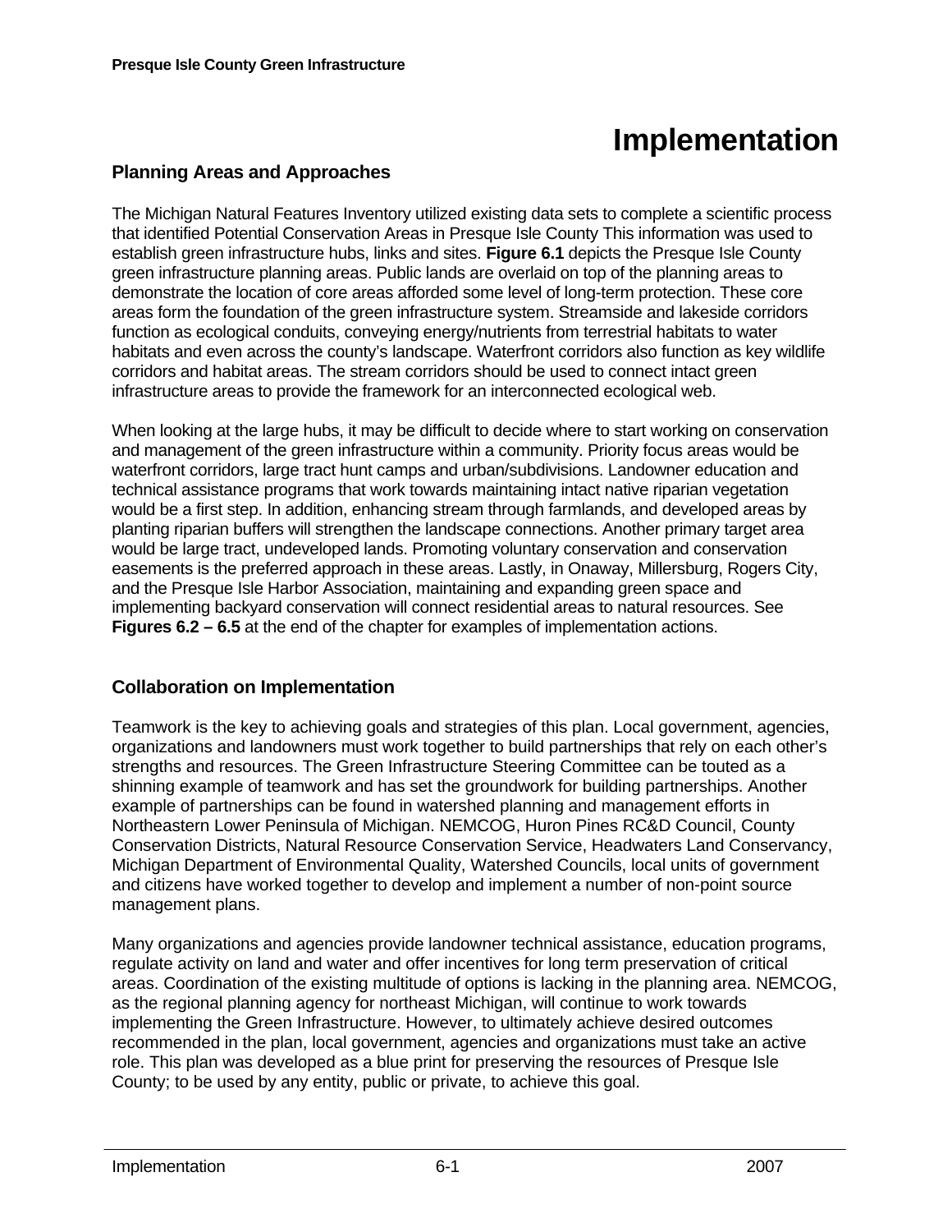# Implementation

## Planning Areas and Approaches

The Michigan Natural Features Inventory utilized existing data sets to complete a scientific process that identified Potential Conservation Areas in Presque Isle County This information was used to establish green infrastructure hubs, links and sites. **Figure 6.1** depicts the Presque Isle County green infrastructure planning areas. Public lands are overlaid on top of the planning areas to demonstrate the location of core areas afforded some level of long-term protection. These core areas form the foundation of the green infrastructure system. Streamside and lakeside corridors function as ecological conduits, conveying energy/nutrients from terrestrial habitats to water habitats and even across the county's landscape. Waterfront corridors also function as key wildlife corridors and habitat areas. The stream corridors should be used to connect intact green infrastructure areas to provide the framework for an interconnected ecological web.

When looking at the large hubs, it may be difficult to decide where to start working on conservation and management of the green infrastructure within a community. Priority focus areas would be waterfront corridors, large tract hunt camps and urban/subdivisions. Landowner education and technical assistance programs that work towards maintaining intact native riparian vegetation would be a first step. In addition, enhancing stream through farmlands, and developed areas by planting riparian buffers will strengthen the landscape connections. Another primary target area would be large tract, undeveloped lands. Promoting voluntary conservation and conservation easements is the preferred approach in these areas. Lastly, in Onaway, Millersburg, Rogers City, and the Presque Isle Harbor Association, maintaining and expanding green space and implementing backyard conservation will connect residential areas to natural resources. See **Figures 6.2 – 6.5** at the end of the chapter for examples of implementation actions.

## Collaboration on Implementation

Teamwork is the key to achieving goals and strategies of this plan. Local government, agencies, organizations and landowners must work together to build partnerships that rely on each other's strengths and resources. The Green Infrastructure Steering Committee can be touted as a shinning example of teamwork and has set the groundwork for building partnerships. Another example of partnerships can be found in watershed planning and management efforts in Northeastern Lower Peninsula of Michigan. NEMCOG, Huron Pines RC&D Council, County Conservation Districts, Natural Resource Conservation Service, Headwaters Land Conservancy, Michigan Department of Environmental Quality, Watershed Councils, local units of government and citizens have worked together to develop and implement a number of non-point source management plans.

Many organizations and agencies provide landowner technical assistance, education programs, regulate activity on land and water and offer incentives for long term preservation of critical areas. Coordination of the existing multitude of options is lacking in the planning area. NEMCOG, as the regional planning agency for northeast Michigan, will continue to work towards implementing the Green Infrastructure. However, to ultimately achieve desired outcomes recommended in the plan, local government, agencies and organizations must take an active role. This plan was developed as a blue print for preserving the resources of Presque Isle County; to be used by any entity, public or private, to achieve this goal.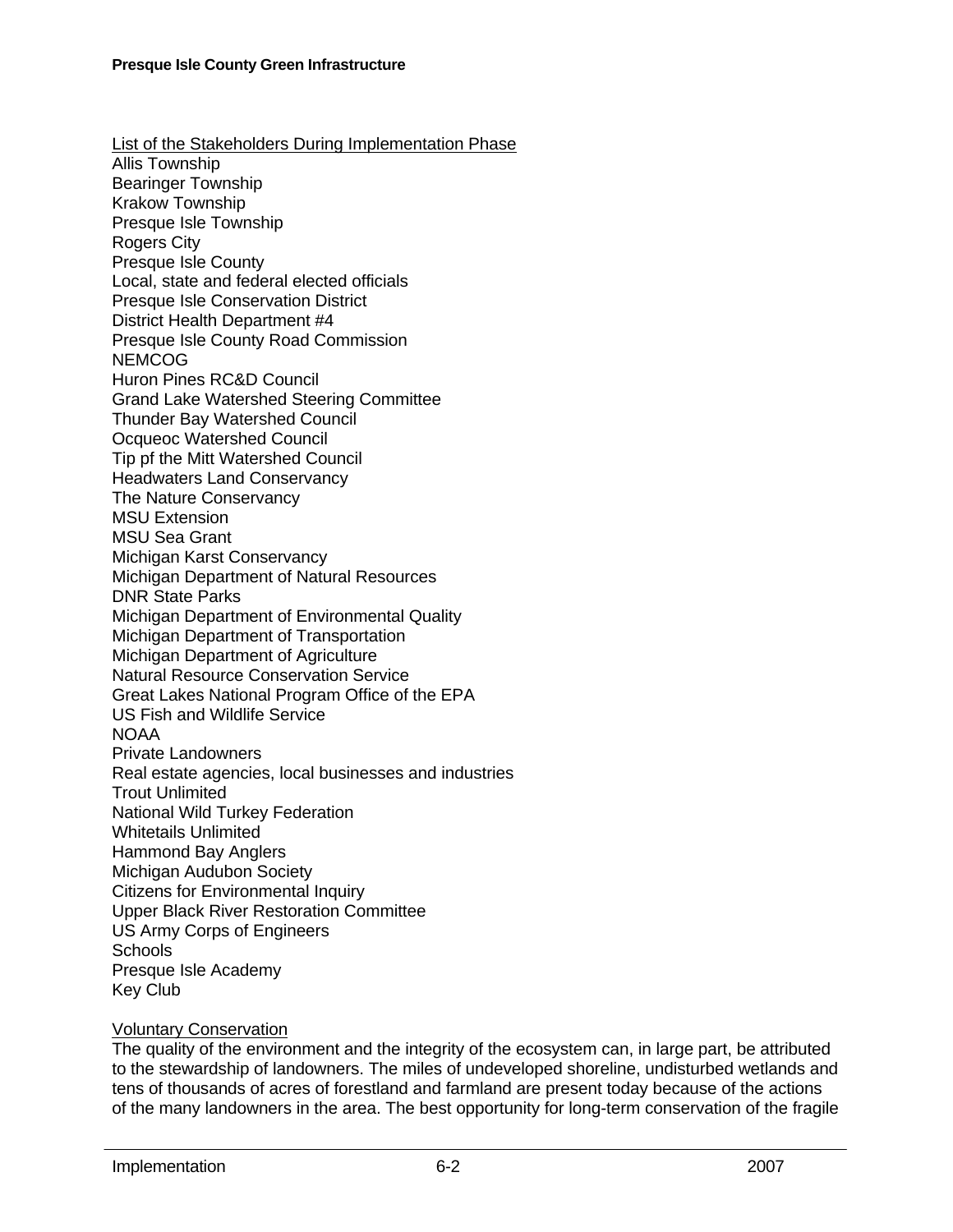List of the Stakeholders During Implementation Phase

Allis Township
Bearinger Township
Krakow Township
Presque Isle Township
Rogers City
Presque Isle County
Local, state and federal elected officials
Presque Isle Conservation District
District Health Department #4
Presque Isle County Road Commission
NEMCOG
Huron Pines RC&D Council
Grand Lake Watershed Steering Committee
Thunder Bay Watershed Council
Ocqueoc Watershed Council
Tip pf the Mitt Watershed Council
Headwaters Land Conservancy
The Nature Conservancy
MSU Extension
MSU Sea Grant
Michigan Karst Conservancy
Michigan Department of Natural Resources
DNR State Parks
Michigan Department of Environmental Quality
Michigan Department of Transportation
Michigan Department of Agriculture
Natural Resource Conservation Service
Great Lakes National Program Office of the EPA
US Fish and Wildlife Service
NOAA
Private Landowners
Real estate agencies, local businesses and industries
Trout Unlimited
National Wild Turkey Federation
Whitetails Unlimited
Hammond Bay Anglers
Michigan Audubon Society
Citizens for Environmental Inquiry
Upper Black River Restoration Committee
US Army Corps of Engineers
Schools
Presque Isle Academy
Key Club

Voluntary Conservation

The quality of the environment and the integrity of the ecosystem can, in large part, be attributed to the stewardship of landowners. The miles of undeveloped shoreline, undisturbed wetlands and tens of thousands of acres of forestland and farmland are present today because of the actions of the many landowners in the area. The best opportunity for long-term conservation of the fragile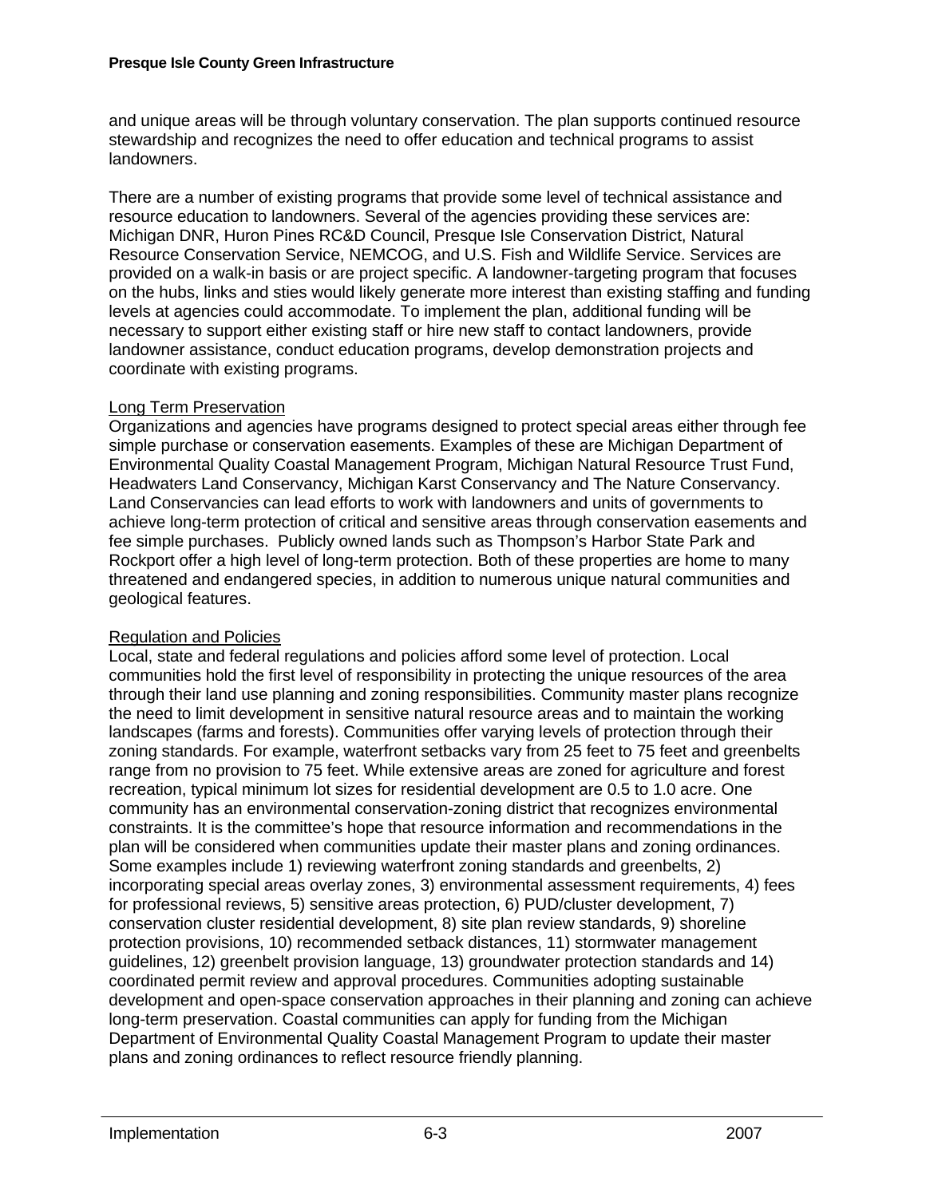and unique areas will be through voluntary conservation. The plan supports continued resource stewardship and recognizes the need to offer education and technical programs to assist landowners.

There are a number of existing programs that provide some level of technical assistance and resource education to landowners. Several of the agencies providing these services are: Michigan DNR, Huron Pines RC&D Council, Presque Isle Conservation District, Natural Resource Conservation Service, NEMCOG, and U.S. Fish and Wildlife Service. Services are provided on a walk-in basis or are project specific. A landowner-targeting program that focuses on the hubs, links and sties would likely generate more interest than existing staffing and funding levels at agencies could accommodate. To implement the plan, additional funding will be necessary to support either existing staff or hire new staff to contact landowners, provide landowner assistance, conduct education programs, develop demonstration projects and coordinate with existing programs.

Long Term Preservation

Organizations and agencies have programs designed to protect special areas either through fee simple purchase or conservation easements. Examples of these are Michigan Department of Environmental Quality Coastal Management Program, Michigan Natural Resource Trust Fund, Headwaters Land Conservancy, Michigan Karst Conservancy and The Nature Conservancy. Land Conservancies can lead efforts to work with landowners and units of governments to achieve long-term protection of critical and sensitive areas through conservation easements and fee simple purchases. Publicly owned lands such as Thompson's Harbor State Park and Rockport offer a high level of long-term protection. Both of these properties are home to many threatened and endangered species, in addition to numerous unique natural communities and geological features.

Regulation and Policies

Local, state and federal regulations and policies afford some level of protection. Local communities hold the first level of responsibility in protecting the unique resources of the area through their land use planning and zoning responsibilities. Community master plans recognize the need to limit development in sensitive natural resource areas and to maintain the working landscapes (farms and forests). Communities offer varying levels of protection through their zoning standards. For example, waterfront setbacks vary from 25 feet to 75 feet and greenbelts range from no provision to 75 feet. While extensive areas are zoned for agriculture and forest recreation, typical minimum lot sizes for residential development are 0.5 to 1.0 acre. One community has an environmental conservation-zoning district that recognizes environmental constraints. It is the committee's hope that resource information and recommendations in the plan will be considered when communities update their master plans and zoning ordinances. Some examples include 1) reviewing waterfront zoning standards and greenbelts, 2) incorporating special areas overlay zones, 3) environmental assessment requirements, 4) fees for professional reviews, 5) sensitive areas protection, 6) PUD/cluster development, 7) conservation cluster residential development, 8) site plan review standards, 9) shoreline protection provisions, 10) recommended setback distances, 11) stormwater management guidelines, 12) greenbelt provision language, 13) groundwater protection standards and 14) coordinated permit review and approval procedures. Communities adopting sustainable development and open-space conservation approaches in their planning and zoning can achieve long-term preservation. Coastal communities can apply for funding from the Michigan Department of Environmental Quality Coastal Management Program to update their master plans and zoning ordinances to reflect resource friendly planning.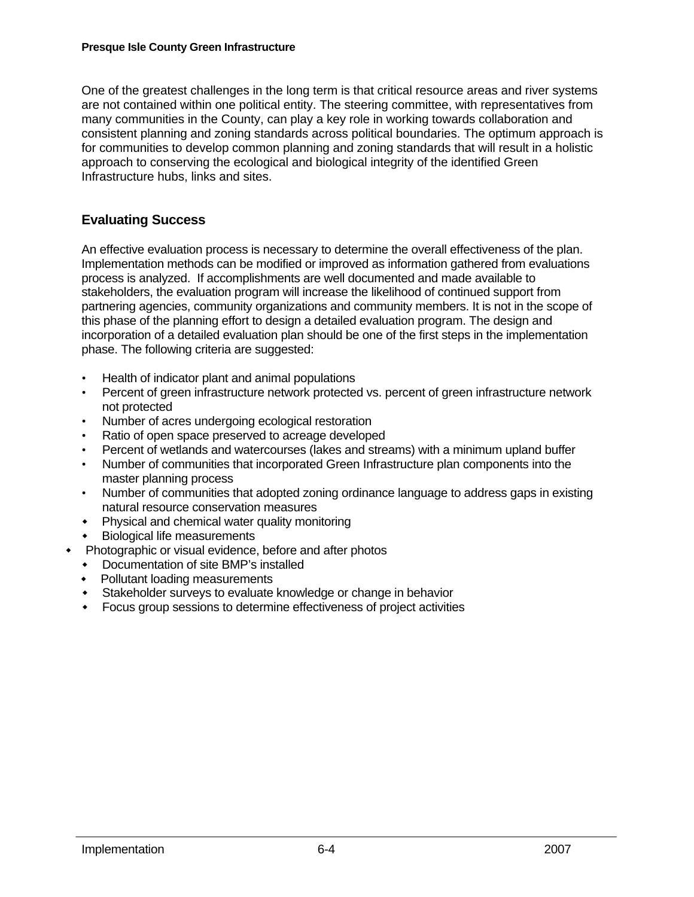One of the greatest challenges in the long term is that critical resource areas and river systems are not contained within one political entity. The steering committee, with representatives from many communities in the County, can play a key role in working towards collaboration and consistent planning and zoning standards across political boundaries. The optimum approach is for communities to develop common planning and zoning standards that will result in a holistic approach to conserving the ecological and biological integrity of the identified Green Infrastructure hubs, links and sites.

## Evaluating Success

An effective evaluation process is necessary to determine the overall effectiveness of the plan. Implementation methods can be modified or improved as information gathered from evaluations process is analyzed. If accomplishments are well documented and made available to stakeholders, the evaluation program will increase the likelihood of continued support from partnering agencies, community organizations and community members. It is not in the scope of this phase of the planning effort to design a detailed evaluation program. The design and incorporation of a detailed evaluation plan should be one of the first steps in the implementation phase. The following criteria are suggested:

- Health of indicator plant and animal populations
- Percent of green infrastructure network protected vs. percent of green infrastructure network not protected
- Number of acres undergoing ecological restoration
- Ratio of open space preserved to acreage developed
- Percent of wetlands and watercourses (lakes and streams) with a minimum upland buffer
- Number of communities that incorporated Green Infrastructure plan components into the master planning process
- Number of communities that adopted zoning ordinance language to address gaps in existing natural resource conservation measures
- Physical and chemical water quality monitoring
- Biological life measurements
- Photographic or visual evidence, before and after photos
- Documentation of site BMP's installed
- Pollutant loading measurements
- Stakeholder surveys to evaluate knowledge or change in behavior
- Focus group sessions to determine effectiveness of project activities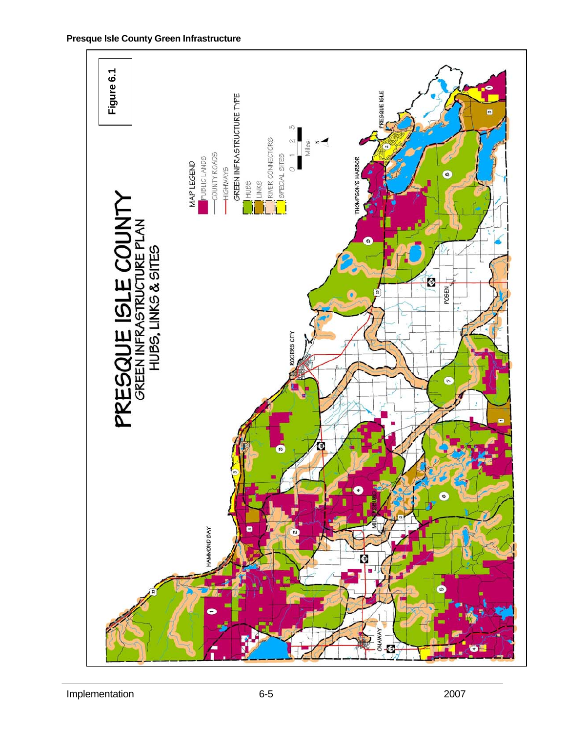**Presque Isle County Green Infrastructure**

**Figure 6.1**

PRESQUE ISLE COUNTY
GREEN INFRASTRUCTURE PLAN
HUBS, LINKS & SITES

MAP LEGEND
PUBLIC LANDS
COUNTY ROADS
HIGHWAYS
GREEN INFRASTRUCTURE TYPE
HUBS
LINKS
RIVER CONNECTORS
SPECIAL SITES

0 1 2 3
Miles

PRESQUE ISLE
THOMPSON'S HARBOR
POSEN
ROGERS CITY
HAMMOND BAY
MILLERSBURG
ONAWAY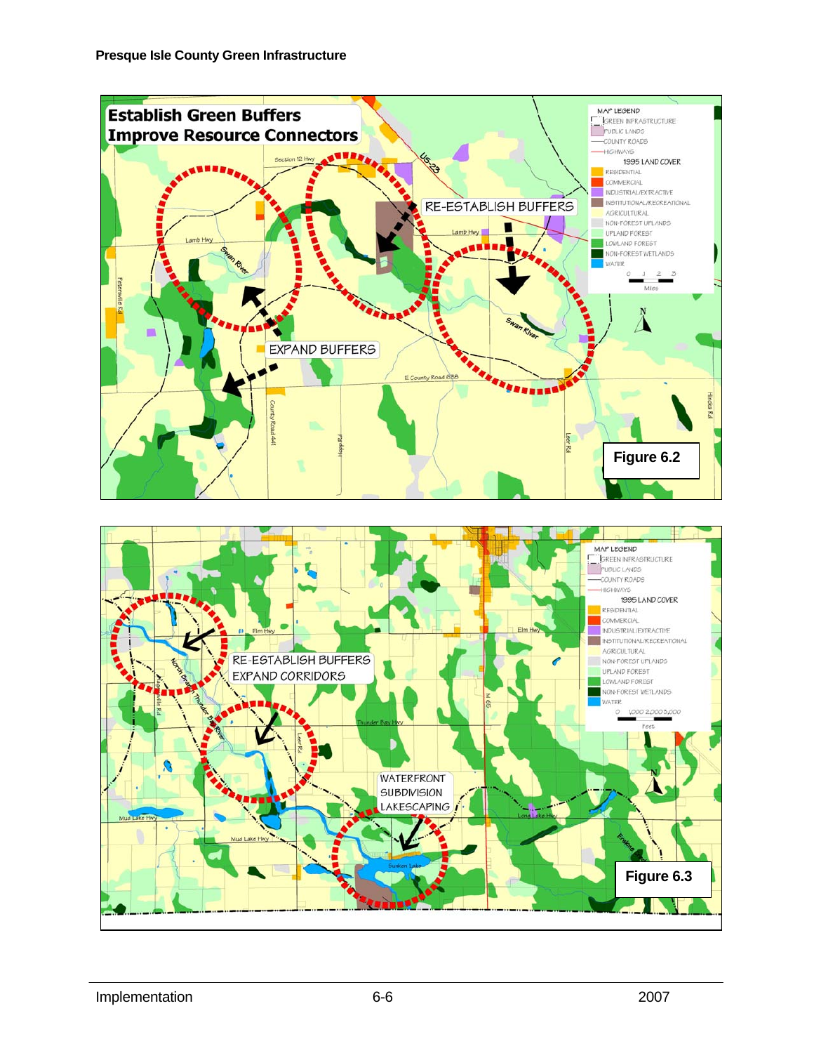**Establish Green Buffers**
**Improve Resource Connectors**

RE-ESTABLISH BUFFERS

EXPAND BUFFERS

**Figure 6.2**

RE-ESTABLISH BUFFERS
EXPAND CORRIDORS

WATERFRONT
SUBDIVISION
LAKESCAPING

**Figure 6.3**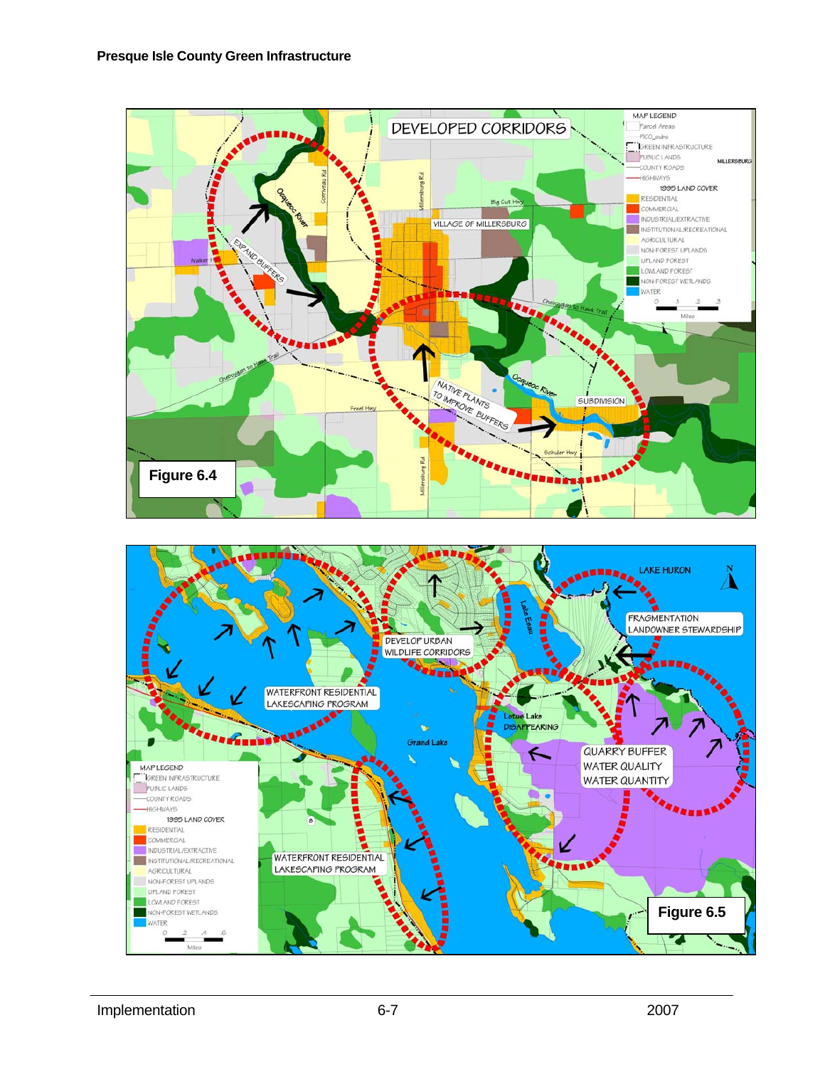DEVELOPED CORRIDORS

MAP LEGEND
Parcel Areas
PICO_subs
GREEN INFRASTRUCTURE
PUBLIC LANDS
COUNTY ROADS
HIGHWAYS
1995 LAND COVER
RESIDENTIAL
COMMERCIAL
INDUSTRIAL/EXTRACTIVE
INSTITUTIONAL/RECREATIONAL
AGRICULTURAL
NON-FOREST UPLANDS
UPLAND FOREST
LOWLAND FOREST
NON-FOREST WETLANDS
WATER
0 .1 .2 .3
Miles

MILLERSBURG

EXPAND BUFFERS

VILLAGE OF MILLERSBURG

NATIVE PLANTS TO IMPROVE BUFFERS

SUBDIVISION

Ocqueoc River

Comveau Rd

Millersburg Rd

Big Cut Hwy

Walker Hwy

Cheboygan to Hawk Trail

Freel Hwy

Schuler Hwy

Figure 6.4

LAKE HURON

DEVELOP URBAN WILDLIFE CORRIDORS

FRAGMENTATION LANDOWNER STEWARDSHIP

WATERFRONT RESIDENTIAL LAKESCAPING PROGRAM

Lake Esau

Lotus Lake DISAPPEARING

Grand Lake

QUARRY BUFFER
WATER QUALITY
WATER QUANTITY

WATERFRONT RESIDENTIAL LAKESCAPING PROGRAM

MAP LEGEND
GREEN INFRASTRUCTURE
PUBLIC LANDS
COUNTY ROADS
HIGHWAYS
1995 LAND COVER
RESIDENTIAL
COMMERCIAL
INDUSTRIAL/EXTRACTIVE
INSTITUTIONAL/RECREATIONAL
AGRICULTURAL
NON-FOREST UPLANDS
UPLAND FOREST
LOWLAND FOREST
NON-FOREST WETLANDS
WATER
0 .2 .4 .6
Miles

Figure 6.5